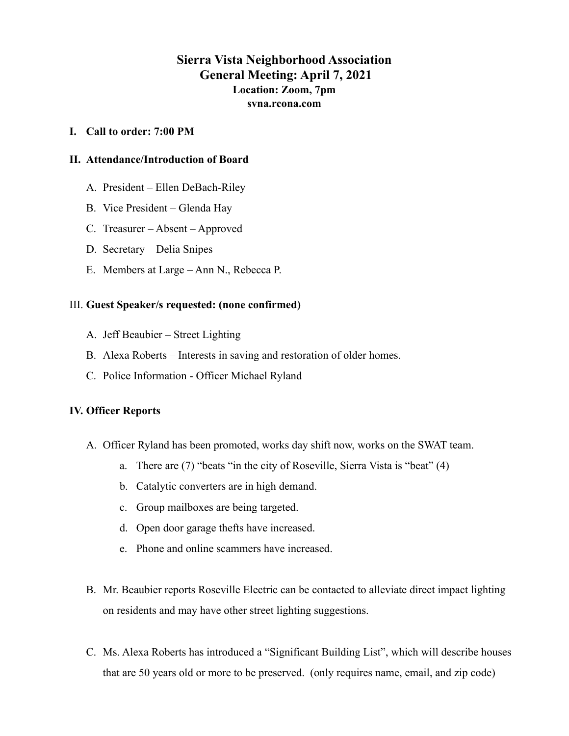# Sierra Vista Neighborhood Association
# General Meeting: April 7, 2021
### Location: Zoom, 7pm
### svna.rcona.com

**I. Call to order: 7:00 PM**

**II. Attendance/Introduction of Board**

A. President – Ellen DeBach-Riley

B. Vice President – Glenda Hay

C. Treasurer – Absent – Approved

D. Secretary – Delia Snipes

E. Members at Large – Ann N., Rebecca P.

III. **Guest Speaker/s requested: (none confirmed)**

A. Jeff Beaubier – Street Lighting

B. Alexa Roberts – Interests in saving and restoration of older homes.

C. Police Information - Officer Michael Ryland

**IV. Officer Reports**

A. Officer Ryland has been promoted, works day shift now, works on the SWAT team.

   a. There are (7) "beats "in the city of Roseville, Sierra Vista is "beat" (4)

   b. Catalytic converters are in high demand.

   c. Group mailboxes are being targeted.

   d. Open door garage thefts have increased.

   e. Phone and online scammers have increased.

B. Mr. Beaubier reports Roseville Electric can be contacted to alleviate direct impact lighting on residents and may have other street lighting suggestions.

C. Ms. Alexa Roberts has introduced a "Significant Building List", which will describe houses that are 50 years old or more to be preserved. (only requires name, email, and zip code)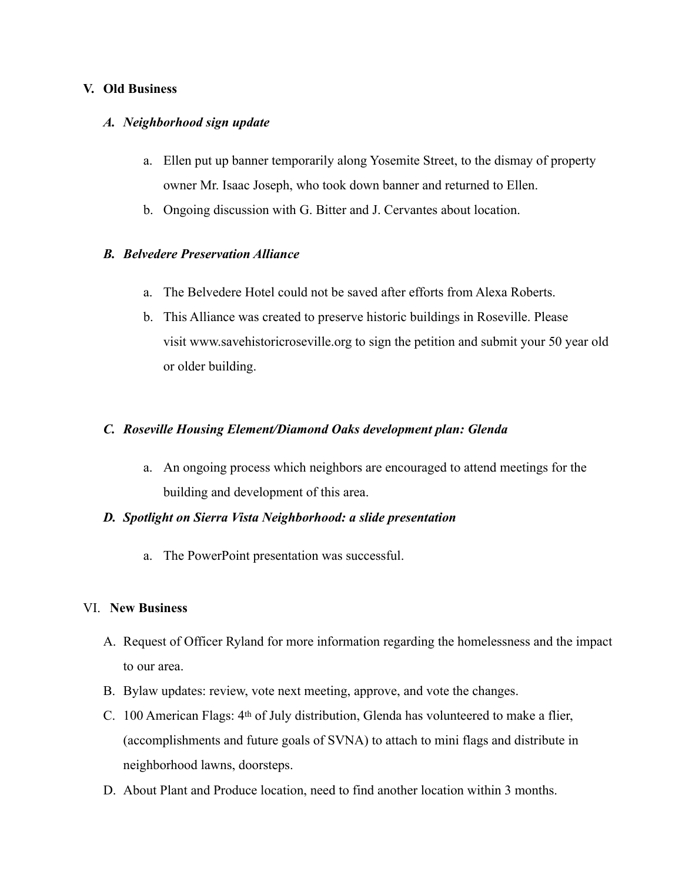## V. Old Business

### *A. Neighborhood sign update*

a. Ellen put up banner temporarily along Yosemite Street, to the dismay of property owner Mr. Isaac Joseph, who took down banner and returned to Ellen.
b. Ongoing discussion with G. Bitter and J. Cervantes about location.

### *B. Belvedere Preservation Alliance*

a. The Belvedere Hotel could not be saved after efforts from Alexa Roberts.
b. This Alliance was created to preserve historic buildings in Roseville. Please visit www.savehistoricroseville.org to sign the petition and submit your 50 year old or older building.

### *C. Roseville Housing Element/Diamond Oaks development plan: Glenda*

a. An ongoing process which neighbors are encouraged to attend meetings for the building and development of this area.

### *D. Spotlight on Sierra Vista Neighborhood: a slide presentation*

a. The PowerPoint presentation was successful.

## VI. New Business

A. Request of Officer Ryland for more information regarding the homelessness and the impact to our area.
B. Bylaw updates: review, vote next meeting, approve, and vote the changes.
C. 100 American Flags: 4th of July distribution, Glenda has volunteered to make a flier, (accomplishments and future goals of SVNA) to attach to mini flags and distribute in neighborhood lawns, doorsteps.
D. About Plant and Produce location, need to find another location within 3 months.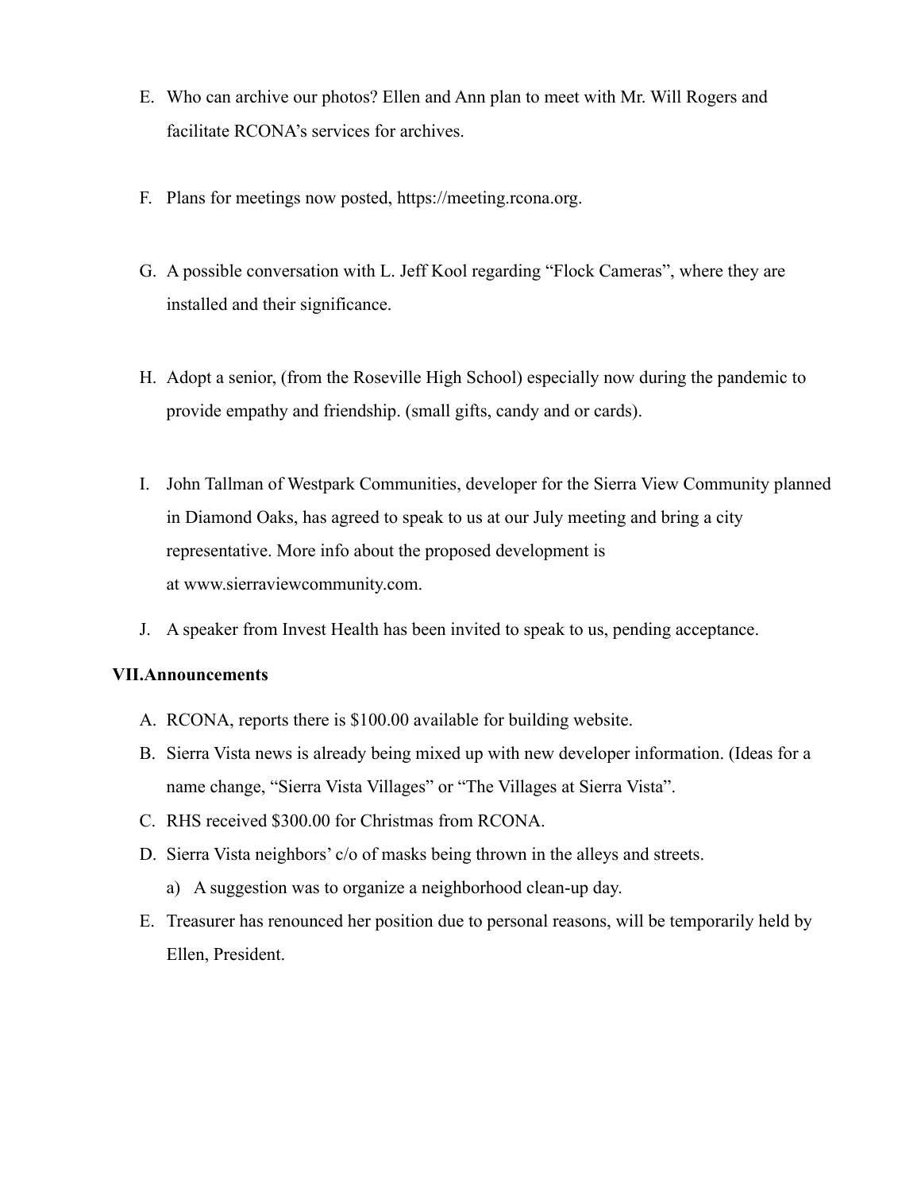E. Who can archive our photos? Ellen and Ann plan to meet with Mr. Will Rogers and facilitate RCONA's services for archives.

F. Plans for meetings now posted, https://meeting.rcona.org.

G. A possible conversation with L. Jeff Kool regarding "Flock Cameras", where they are installed and their significance.

H. Adopt a senior, (from the Roseville High School) especially now during the pandemic to provide empathy and friendship. (small gifts, candy and or cards).

I. John Tallman of Westpark Communities, developer for the Sierra View Community planned in Diamond Oaks, has agreed to speak to us at our July meeting and bring a city representative. More info about the proposed development is at www.sierraviewcommunity.com.

J. A speaker from Invest Health has been invited to speak to us, pending acceptance.

**VII. Announcements**

A. RCONA, reports there is $100.00 available for building website.

B. Sierra Vista news is already being mixed up with new developer information. (Ideas for a name change, "Sierra Vista Villages" or "The Villages at Sierra Vista".

C. RHS received $300.00 for Christmas from RCONA.

D. Sierra Vista neighbors' c/o of masks being thrown in the alleys and streets.
   a) A suggestion was to organize a neighborhood clean-up day.

E. Treasurer has renounced her position due to personal reasons, will be temporarily held by Ellen, President.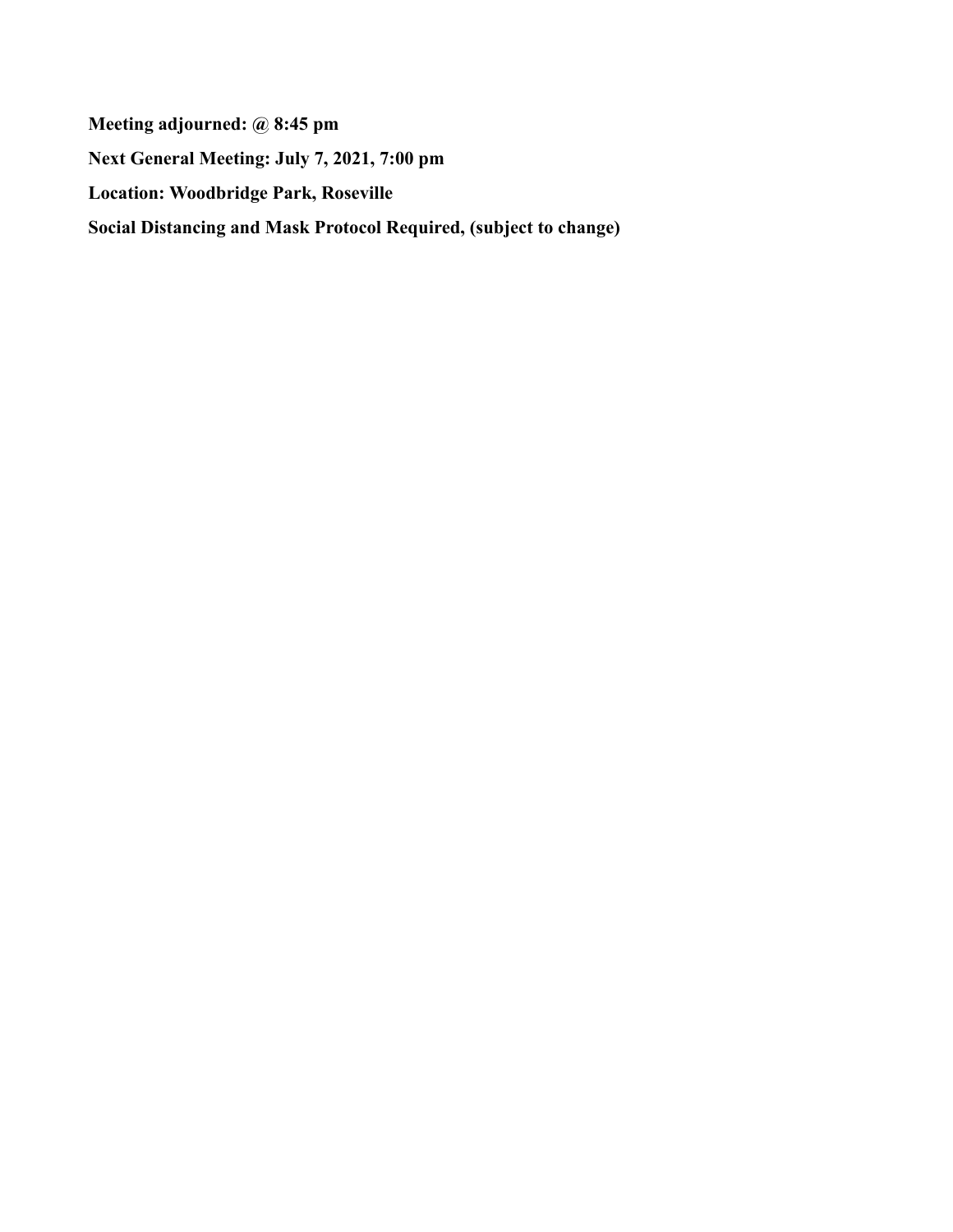**Meeting adjourned: @ 8:45 pm**

**Next General Meeting: July 7, 2021, 7:00 pm**

**Location: Woodbridge Park, Roseville**

**Social Distancing and Mask Protocol Required, (subject to change)**